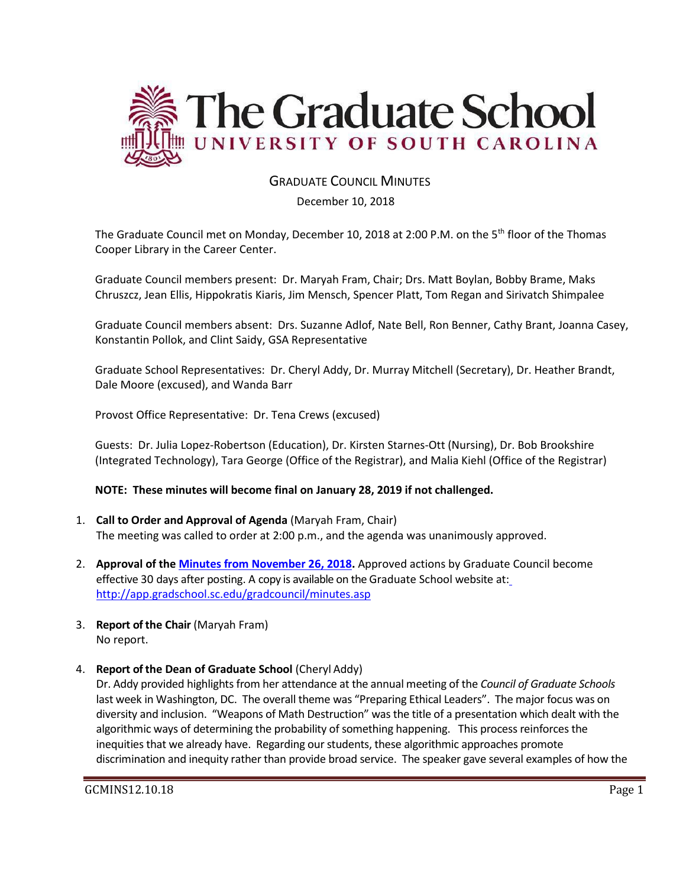# The Graduate School
## UNIVERSITY OF SOUTH CAROLINA

### GRADUATE COUNCIL MINUTES

December 10, 2018

The Graduate Council met on Monday, December 10, 2018 at 2:00 P.M. on the 5th floor of the Thomas Cooper Library in the Career Center.

Graduate Council members present: Dr. Maryah Fram, Chair; Drs. Matt Boylan, Bobby Brame, Maks Chruszcz, Jean Ellis, Hippokratis Kiaris, Jim Mensch, Spencer Platt, Tom Regan and Sirivatch Shimpalee

Graduate Council members absent: Drs. Suzanne Adlof, Nate Bell, Ron Benner, Cathy Brant, Joanna Casey, Konstantin Pollok, and Clint Saidy, GSA Representative

Graduate School Representatives: Dr. Cheryl Addy, Dr. Murray Mitchell (Secretary), Dr. Heather Brandt, Dale Moore (excused), and Wanda Barr

Provost Office Representative: Dr. Tena Crews (excused)

Guests: Dr. Julia Lopez-Robertson (Education), Dr. Kirsten Starnes-Ott (Nursing), Dr. Bob Brookshire (Integrated Technology), Tara George (Office of the Registrar), and Malia Kiehl (Office of the Registrar)

**NOTE: These minutes will become final on January 28, 2019 if not challenged.**

1. **Call to Order and Approval of Agenda** (Maryah Fram, Chair)
   The meeting was called to order at 2:00 p.m., and the agenda was unanimously approved.

2. **Approval of the Minutes from November 26, 2018.** Approved actions by Graduate Council become effective 30 days after posting. A copy is available on the Graduate School website at: http://app.gradschool.sc.edu/gradcouncil/minutes.asp

3. **Report of the Chair** (Maryah Fram)
   No report.

4. **Report of the Dean of Graduate School** (Cheryl Addy)
   Dr. Addy provided highlights from her attendance at the annual meeting of the *Council of Graduate Schools* last week in Washington, DC. The overall theme was "Preparing Ethical Leaders". The major focus was on diversity and inclusion. "Weapons of Math Destruction" was the title of a presentation which dealt with the algorithmic ways of determining the probability of something happening. This process reinforces the inequities that we already have. Regarding our students, these algorithmic approaches promote discrimination and inequity rather than provide broad service. The speaker gave several examples of how the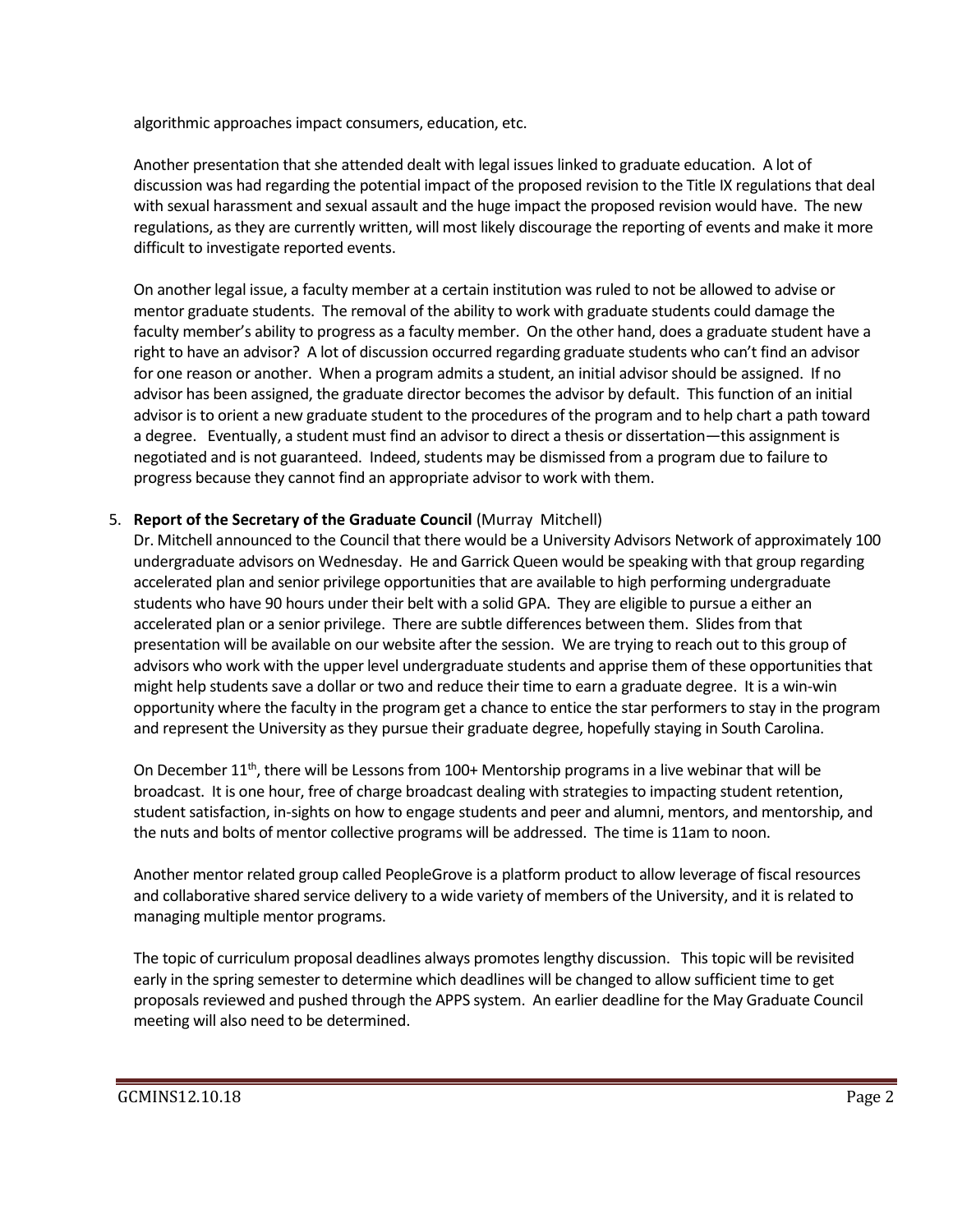algorithmic approaches impact consumers, education, etc.

Another presentation that she attended dealt with legal issues linked to graduate education. A lot of discussion was had regarding the potential impact of the proposed revision to the Title IX regulations that deal with sexual harassment and sexual assault and the huge impact the proposed revision would have. The new regulations, as they are currently written, will most likely discourage the reporting of events and make it more difficult to investigate reported events.

On another legal issue, a faculty member at a certain institution was ruled to not be allowed to advise or mentor graduate students. The removal of the ability to work with graduate students could damage the faculty member's ability to progress as a faculty member. On the other hand, does a graduate student have a right to have an advisor? A lot of discussion occurred regarding graduate students who can't find an advisor for one reason or another. When a program admits a student, an initial advisor should be assigned. If no advisor has been assigned, the graduate director becomes the advisor by default. This function of an initial advisor is to orient a new graduate student to the procedures of the program and to help chart a path toward a degree. Eventually, a student must find an advisor to direct a thesis or dissertation—this assignment is negotiated and is not guaranteed. Indeed, students may be dismissed from a program due to failure to progress because they cannot find an appropriate advisor to work with them.

5. **Report of the Secretary of the Graduate Council** (Murray Mitchell)
   Dr. Mitchell announced to the Council that there would be a University Advisors Network of approximately 100 undergraduate advisors on Wednesday. He and Garrick Queen would be speaking with that group regarding accelerated plan and senior privilege opportunities that are available to high performing undergraduate students who have 90 hours under their belt with a solid GPA. They are eligible to pursue a either an accelerated plan or a senior privilege. There are subtle differences between them. Slides from that presentation will be available on our website after the session. We are trying to reach out to this group of advisors who work with the upper level undergraduate students and apprise them of these opportunities that might help students save a dollar or two and reduce their time to earn a graduate degree. It is a win-win opportunity where the faculty in the program get a chance to entice the star performers to stay in the program and represent the University as they pursue their graduate degree, hopefully staying in South Carolina.

   On December 11th, there will be Lessons from 100+ Mentorship programs in a live webinar that will be broadcast. It is one hour, free of charge broadcast dealing with strategies to impacting student retention, student satisfaction, in-sights on how to engage students and peer and alumni, mentors, and mentorship, and the nuts and bolts of mentor collective programs will be addressed. The time is 11am to noon.

   Another mentor related group called PeopleGrove is a platform product to allow leverage of fiscal resources and collaborative shared service delivery to a wide variety of members of the University, and it is related to managing multiple mentor programs.

   The topic of curriculum proposal deadlines always promotes lengthy discussion. This topic will be revisited early in the spring semester to determine which deadlines will be changed to allow sufficient time to get proposals reviewed and pushed through the APPS system. An earlier deadline for the May Graduate Council meeting will also need to be determined.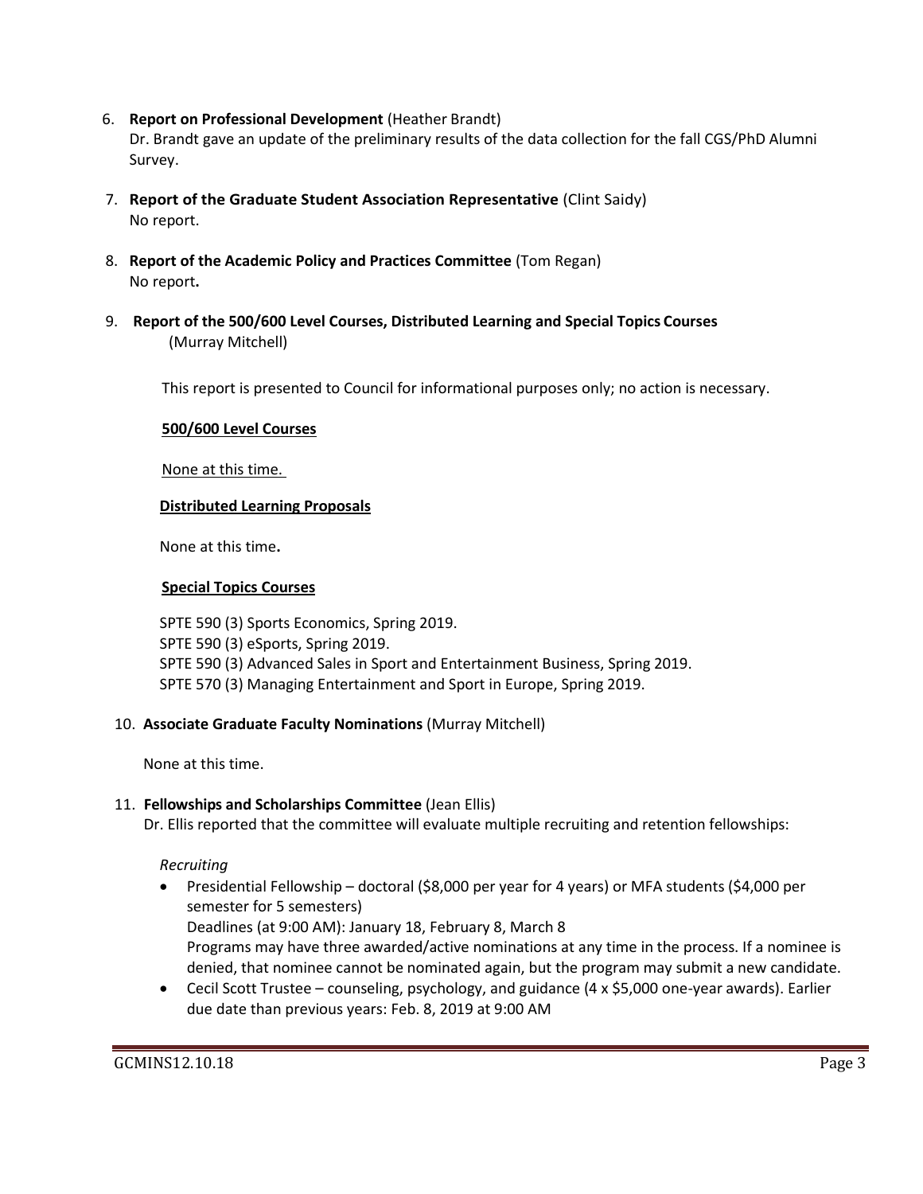6. **Report on Professional Development** (Heather Brandt)
   Dr. Brandt gave an update of the preliminary results of the data collection for the fall CGS/PhD Alumni Survey.

7. **Report of the Graduate Student Association Representative** (Clint Saidy)
   No report.

8. **Report of the Academic Policy and Practices Committee** (Tom Regan)
   No report**.**

9. **Report of the 500/600 Level Courses, Distributed Learning and Special Topics Courses** (Murray Mitchell)

   This report is presented to Council for informational purposes only; no action is necessary.

   **500/600 Level Courses**

   None at this time.

   **Distributed Learning Proposals**

   None at this time**.**

   **Special Topics Courses**

   SPTE 590 (3) Sports Economics, Spring 2019.
   SPTE 590 (3) eSports, Spring 2019.
   SPTE 590 (3) Advanced Sales in Sport and Entertainment Business, Spring 2019.
   SPTE 570 (3) Managing Entertainment and Sport in Europe, Spring 2019.

10. **Associate Graduate Faculty Nominations** (Murray Mitchell)

    None at this time.

11. **Fellowships and Scholarships Committee** (Jean Ellis)
    Dr. Ellis reported that the committee will evaluate multiple recruiting and retention fellowships:

    *Recruiting*

    - Presidential Fellowship – doctoral ($8,000 per year for 4 years) or MFA students ($4,000 per semester for 5 semesters)
      Deadlines (at 9:00 AM): January 18, February 8, March 8
      Programs may have three awarded/active nominations at any time in the process. If a nominee is denied, that nominee cannot be nominated again, but the program may submit a new candidate.
    - Cecil Scott Trustee – counseling, psychology, and guidance (4 x $5,000 one-year awards). Earlier due date than previous years: Feb. 8, 2019 at 9:00 AM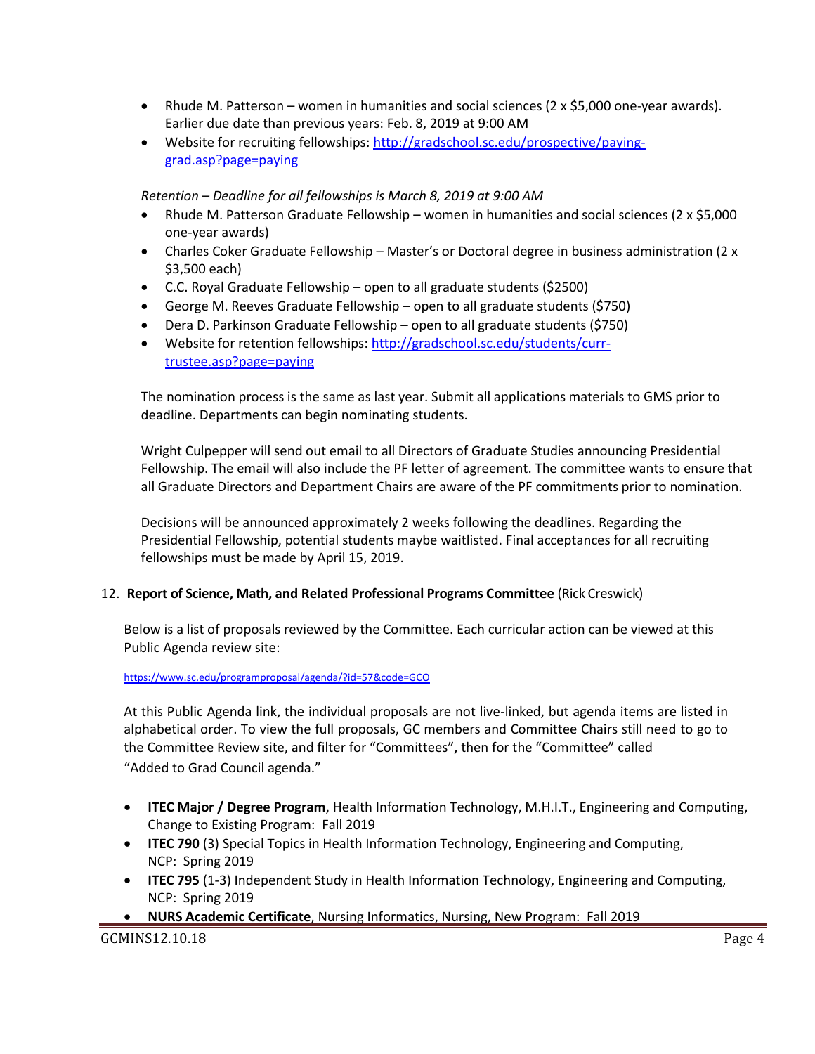- Rhude M. Patterson – women in humanities and social sciences (2 x $5,000 one-year awards). Earlier due date than previous years: Feb. 8, 2019 at 9:00 AM
- Website for recruiting fellowships: [http://gradschool.sc.edu/prospective/paying-grad.asp?page=paying](http://gradschool.sc.edu/prospective/paying-grad.asp?page=paying)

*Retention – Deadline for all fellowships is March 8, 2019 at 9:00 AM*

- Rhude M. Patterson Graduate Fellowship – women in humanities and social sciences (2 x $5,000 one-year awards)
- Charles Coker Graduate Fellowship – Master's or Doctoral degree in business administration (2 x $3,500 each)
- C.C. Royal Graduate Fellowship – open to all graduate students ($2500)
- George M. Reeves Graduate Fellowship – open to all graduate students ($750)
- Dera D. Parkinson Graduate Fellowship – open to all graduate students ($750)
- Website for retention fellowships: [http://gradschool.sc.edu/students/curr-trustee.asp?page=paying](http://gradschool.sc.edu/students/curr-trustee.asp?page=paying)

The nomination process is the same as last year. Submit all applications materials to GMS prior to deadline. Departments can begin nominating students.

Wright Culpepper will send out email to all Directors of Graduate Studies announcing Presidential Fellowship. The email will also include the PF letter of agreement. The committee wants to ensure that all Graduate Directors and Department Chairs are aware of the PF commitments prior to nomination.

Decisions will be announced approximately 2 weeks following the deadlines. Regarding the Presidential Fellowship, potential students maybe waitlisted. Final acceptances for all recruiting fellowships must be made by April 15, 2019.

12. **Report of Science, Math, and Related Professional Programs Committee** (Rick Creswick)

Below is a list of proposals reviewed by the Committee. Each curricular action can be viewed at this Public Agenda review site:

[https://www.sc.edu/programproposal/agenda/?id=57&code=GCO](https://www.sc.edu/programproposal/agenda/?id=57&code=GCO)

At this Public Agenda link, the individual proposals are not live-linked, but agenda items are listed in alphabetical order. To view the full proposals, GC members and Committee Chairs still need to go to the Committee Review site, and filter for "Committees", then for the "Committee" called "Added to Grad Council agenda."

- **ITEC Major / Degree Program**, Health Information Technology, M.H.I.T., Engineering and Computing, Change to Existing Program: Fall 2019
- **ITEC 790** (3) Special Topics in Health Information Technology, Engineering and Computing, NCP: Spring 2019
- **ITEC 795** (1-3) Independent Study in Health Information Technology, Engineering and Computing, NCP: Spring 2019
- **NURS Academic Certificate**, Nursing Informatics, Nursing, New Program: Fall 2019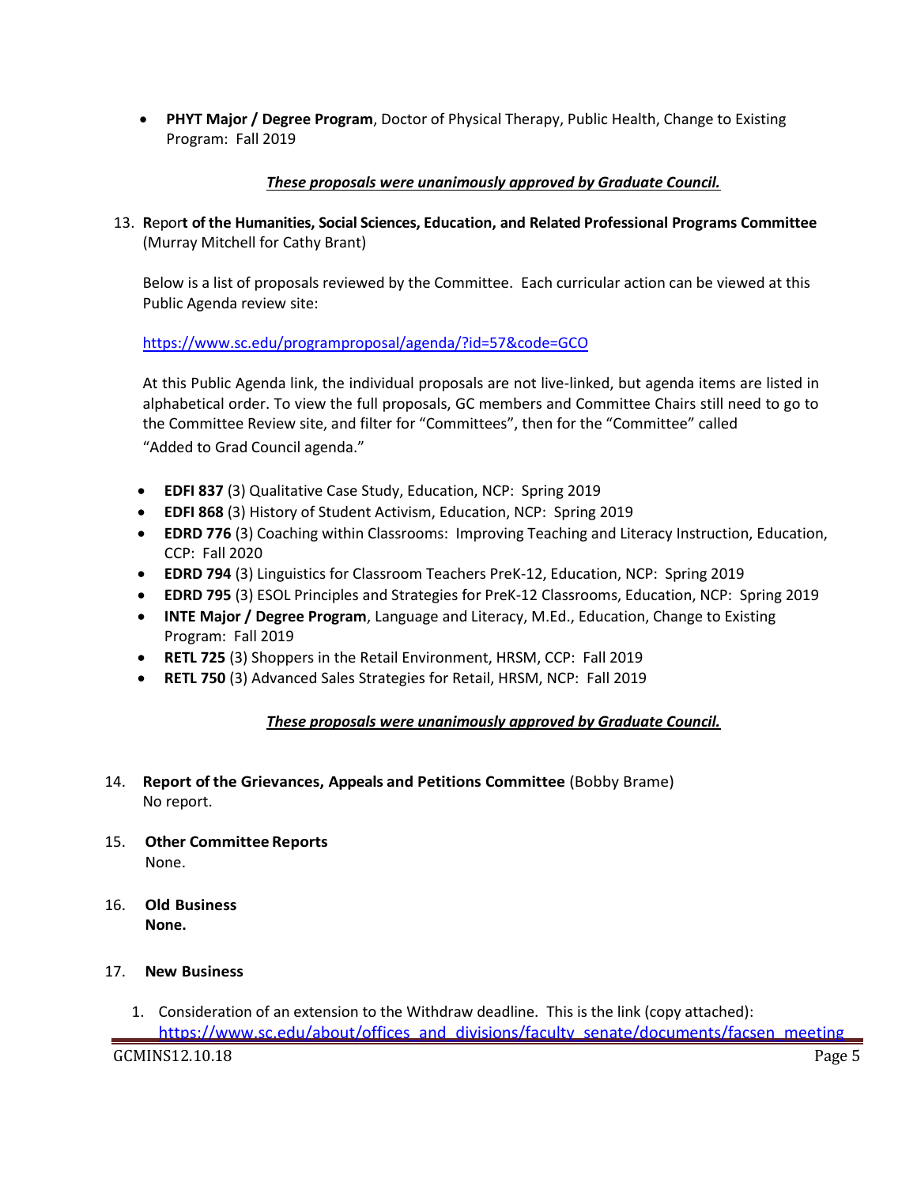- **PHYT Major / Degree Program**, Doctor of Physical Therapy, Public Health, Change to Existing Program: Fall 2019

***These proposals were unanimously approved by Graduate Council.***

13. **Report of the Humanities, Social Sciences, Education, and Related Professional Programs Committee** (Murray Mitchell for Cathy Brant)

    Below is a list of proposals reviewed by the Committee. Each curricular action can be viewed at this Public Agenda review site:

    https://www.sc.edu/programproposal/agenda/?id=57&code=GCO

    At this Public Agenda link, the individual proposals are not live-linked, but agenda items are listed in alphabetical order. To view the full proposals, GC members and Committee Chairs still need to go to the Committee Review site, and filter for "Committees", then for the "Committee" called "Added to Grad Council agenda."

    - **EDFI 837** (3) Qualitative Case Study, Education, NCP: Spring 2019
    - **EDFI 868** (3) History of Student Activism, Education, NCP: Spring 2019
    - **EDRD 776** (3) Coaching within Classrooms: Improving Teaching and Literacy Instruction, Education, CCP: Fall 2020
    - **EDRD 794** (3) Linguistics for Classroom Teachers PreK-12, Education, NCP: Spring 2019
    - **EDRD 795** (3) ESOL Principles and Strategies for PreK-12 Classrooms, Education, NCP: Spring 2019
    - **INTE Major / Degree Program**, Language and Literacy, M.Ed., Education, Change to Existing Program: Fall 2019
    - **RETL 725** (3) Shoppers in the Retail Environment, HRSM, CCP: Fall 2019
    - **RETL 750** (3) Advanced Sales Strategies for Retail, HRSM, NCP: Fall 2019

    ***These proposals were unanimously approved by Graduate Council.***

14. **Report of the Grievances, Appeals and Petitions Committee** (Bobby Brame)
    No report.

15. **Other Committee Reports**
    None.

16. **Old Business**
    **None.**

17. **New Business**

    1. Consideration of an extension to the Withdraw deadline. This is the link (copy attached): https://www.sc.edu/about/offices_and_divisions/faculty_senate/documents/facsen_meeting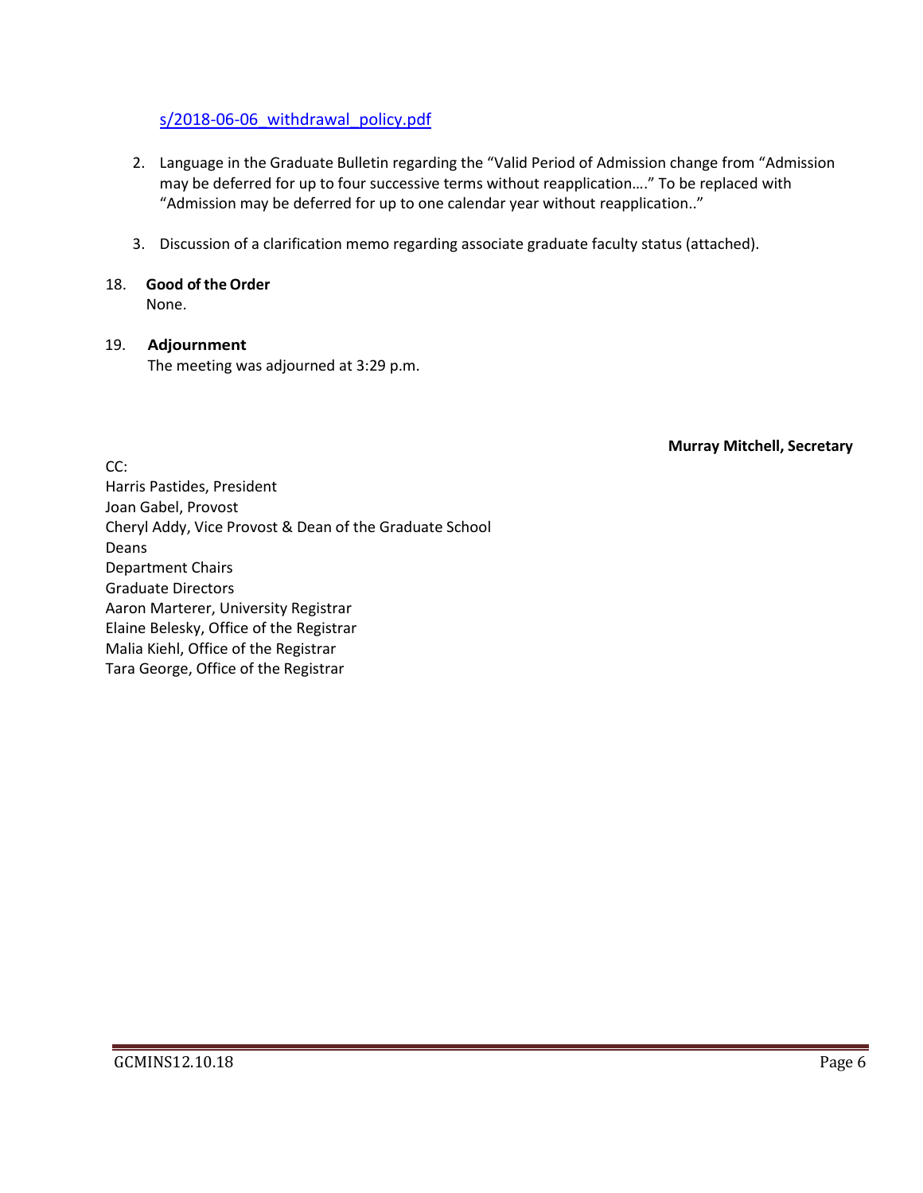[s/2018-06-06_withdrawal_policy.pdf](s/2018-06-06_withdrawal_policy.pdf)

2. Language in the Graduate Bulletin regarding the "Valid Period of Admission change from "Admission may be deferred for up to four successive terms without reapplication…." To be replaced with "Admission may be deferred for up to one calendar year without reapplication.."

3. Discussion of a clarification memo regarding associate graduate faculty status (attached).

18. **Good of the Order**
    None.

19. **Adjournment**
    The meeting was adjourned at 3:29 p.m.

**Murray Mitchell, Secretary**

CC:
Harris Pastides, President
Joan Gabel, Provost
Cheryl Addy, Vice Provost & Dean of the Graduate School
Deans
Department Chairs
Graduate Directors
Aaron Marterer, University Registrar
Elaine Belesky, Office of the Registrar
Malia Kiehl, Office of the Registrar
Tara George, Office of the Registrar